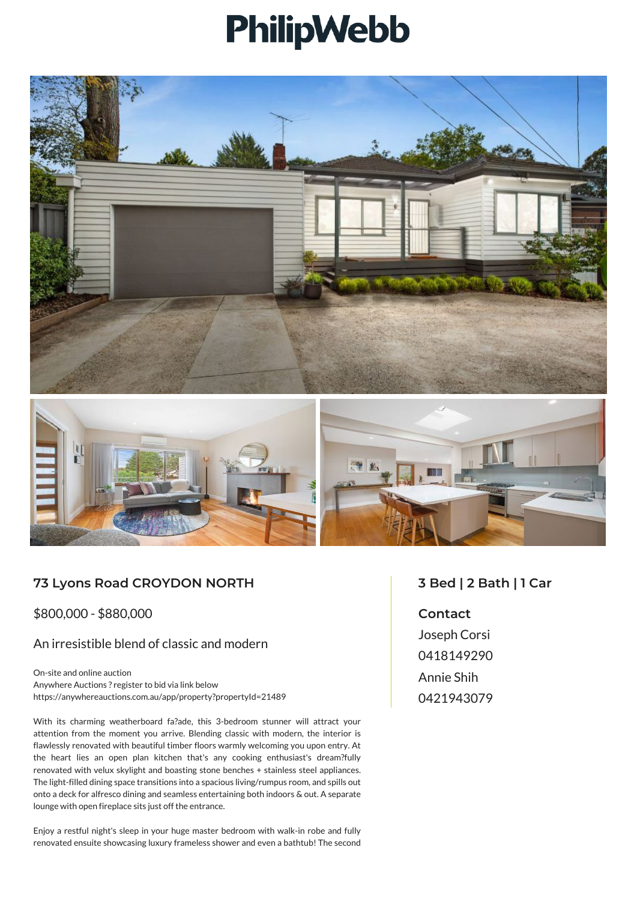# PhilipWebb

## 73 Lyons Road CROYDON NORTH

$800,000 - $880,000

### An irresistible blend of classic and modern

On-site and online auction
Anywhere Auctions ? register to bid via link below
https://anywhereauctions.com.au/app/property?propertyId=21489

With its charming weatherboard fa?ade, this 3-bedroom stunner will attract your attention from the moment you arrive. Blending classic with modern, the interior is flawlessly renovated with beautiful timber floors warmly welcoming you upon entry. At the heart lies an open plan kitchen that's any cooking enthusiast's dream?fully renovated with velux skylight and boasting stone benches + stainless steel appliances. The light-filled dining space transitions into a spacious living/rumpus room, and spills out onto a deck for alfresco dining and seamless entertaining both indoors & out. A separate lounge with open fireplace sits just off the entrance.

Enjoy a restful night's sleep in your huge master bedroom with walk-in robe and fully renovated ensuite showcasing luxury frameless shower and even a bathtub! The second

## 3 Bed | 2 Bath | 1 Car

**Contact**

Joseph Corsi
0418149290
Annie Shih
0421943079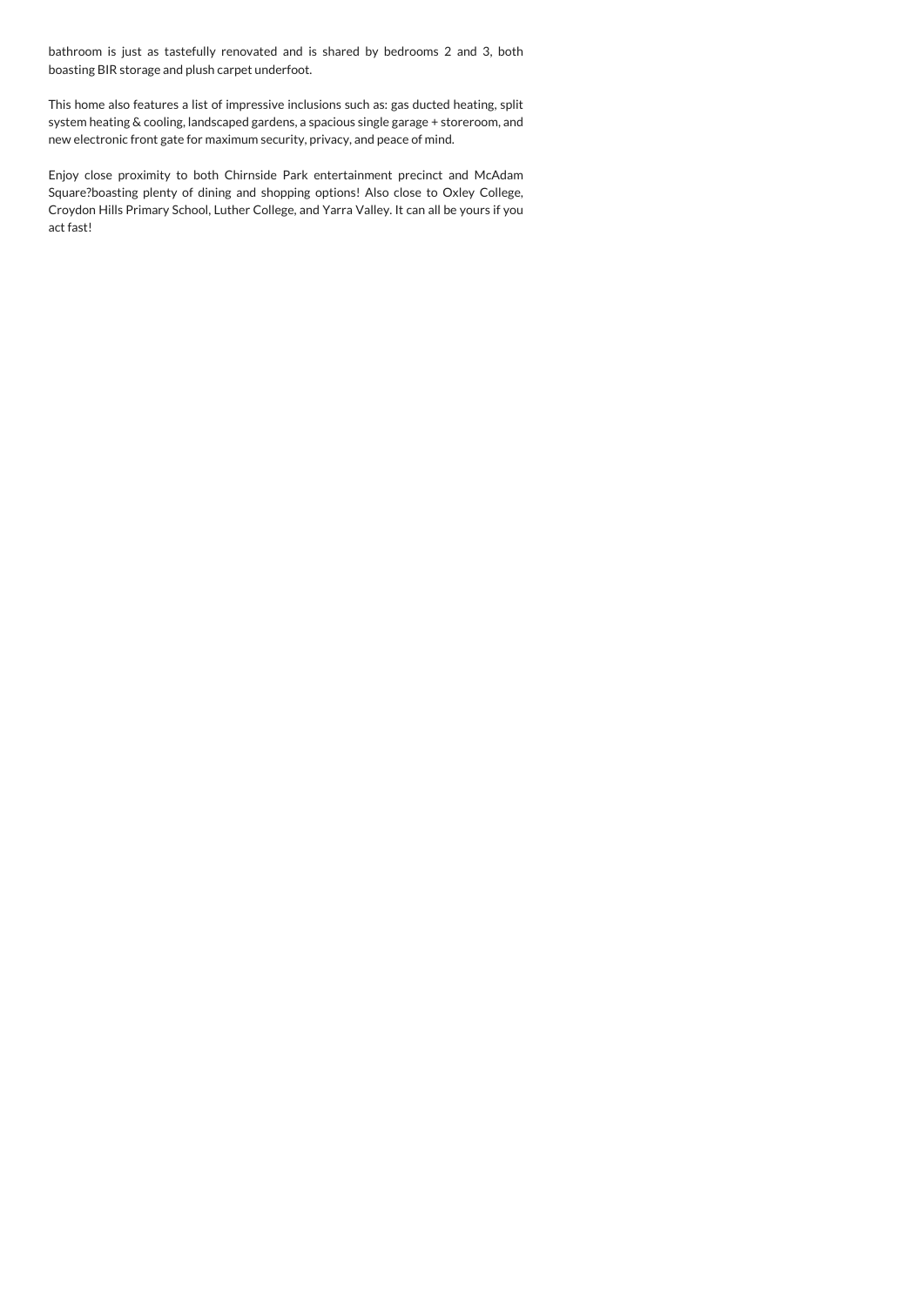bathroom is just as tastefully renovated and is shared by bedrooms 2 and 3, both boasting BIR storage and plush carpet underfoot.

This home also features a list of impressive inclusions such as: gas ducted heating, split system heating & cooling, landscaped gardens, a spacious single garage + storeroom, and new electronic front gate for maximum security, privacy, and peace of mind.

Enjoy close proximity to both Chirnside Park entertainment precinct and McAdam Square?boasting plenty of dining and shopping options! Also close to Oxley College, Croydon Hills Primary School, Luther College, and Yarra Valley. It can all be yours if you act fast!